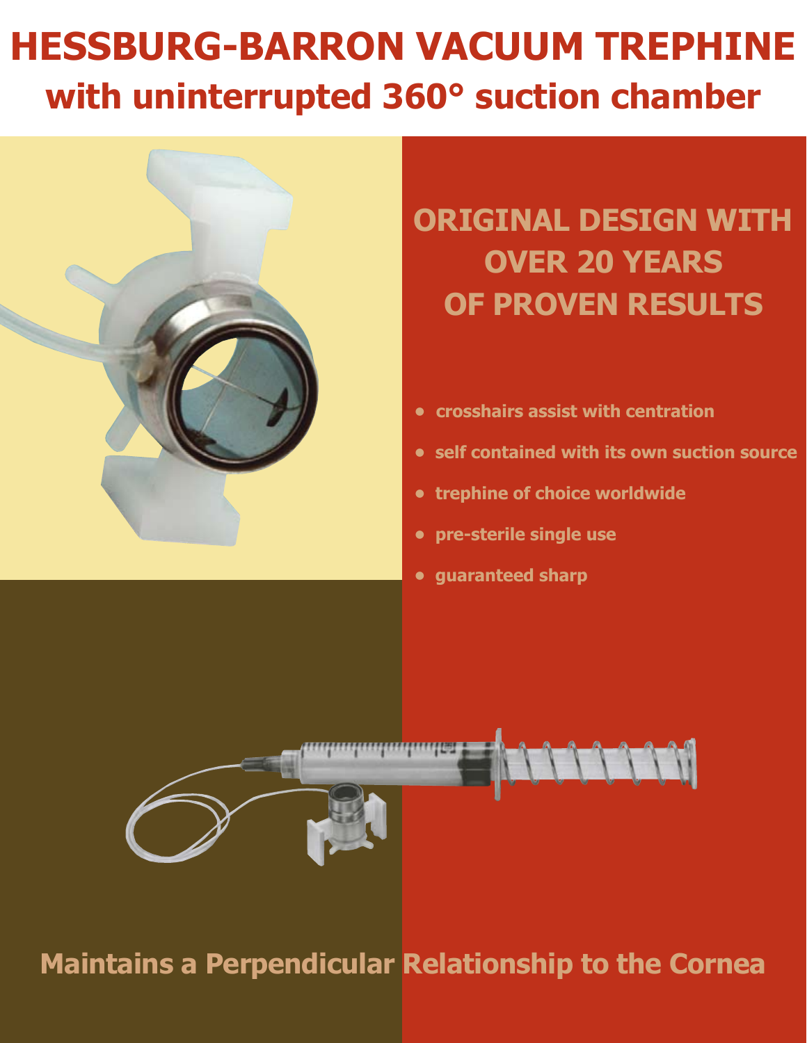# HESSBURG-BARRON VACUUM TREPHINE

## with uninterrupted 360° suction chamber

## ORIGINAL DESIGN WITH OVER 20 YEARS OF PROVEN RESULTS

- crosshairs assist with centration
- self contained with its own suction source
- trephine of choice worldwide
- pre-sterile single use
- guaranteed sharp

**Maintains a Perpendicular Relationship to the Cornea**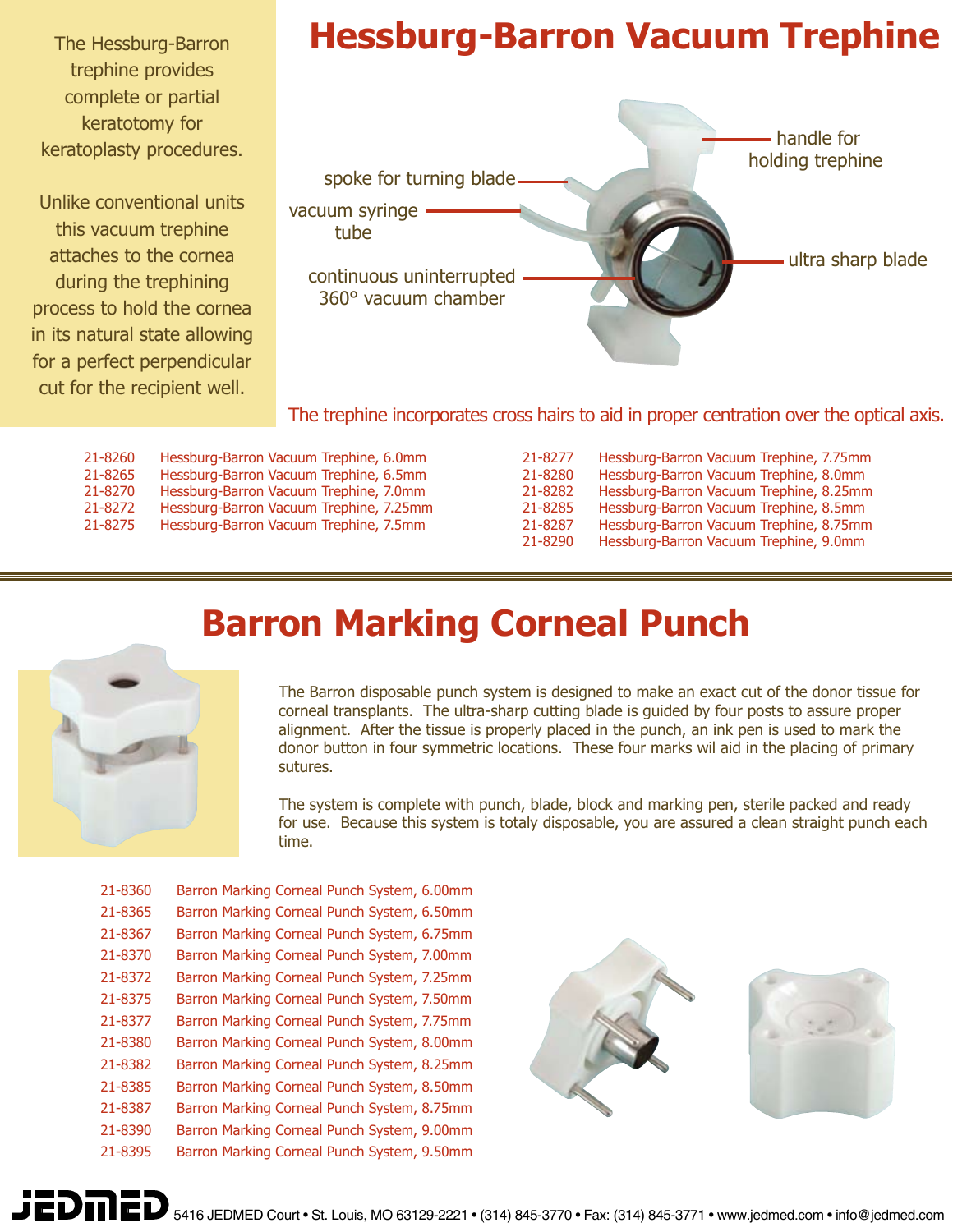# Hessburg-Barron Vacuum Trephine

The Hessburg-Barron trephine provides complete or partial keratotomy for keratoplasty procedures.

Unlike conventional units this vacuum trephine attaches to the cornea during the trephining process to hold the cornea in its natural state allowing for a perfect perpendicular cut for the recipient well.

handle for holding trephine

spoke for turning blade

vacuum syringe tube

ultra sharp blade

continuous uninterrupted 360° vacuum chamber

The trephine incorporates cross hairs to aid in proper centration over the optical axis.

| | |
|---|---|
| 21-8260 | Hessburg-Barron Vacuum Trephine, 6.0mm |
| 21-8265 | Hessburg-Barron Vacuum Trephine, 6.5mm |
| 21-8270 | Hessburg-Barron Vacuum Trephine, 7.0mm |
| 21-8272 | Hessburg-Barron Vacuum Trephine, 7.25mm |
| 21-8275 | Hessburg-Barron Vacuum Trephine, 7.5mm |
| 21-8277 | Hessburg-Barron Vacuum Trephine, 7.75mm |
| 21-8280 | Hessburg-Barron Vacuum Trephine, 8.0mm |
| 21-8282 | Hessburg-Barron Vacuum Trephine, 8.25mm |
| 21-8285 | Hessburg-Barron Vacuum Trephine, 8.5mm |
| 21-8287 | Hessburg-Barron Vacuum Trephine, 8.75mm |
| 21-8290 | Hessburg-Barron Vacuum Trephine, 9.0mm |

# Barron Marking Corneal Punch

The Barron disposable punch system is designed to make an exact cut of the donor tissue for corneal transplants. The ultra-sharp cutting blade is guided by four posts to assure proper alignment. After the tissue is properly placed in the punch, an ink pen is used to mark the donor button in four symmetric locations. These four marks wil aid in the placing of primary sutures.

The system is complete with punch, blade, block and marking pen, sterile packed and ready for use. Because this system is totaly disposable, you are assured a clean straight punch each time.

| | |
|---|---|
| 21-8360 | Barron Marking Corneal Punch System, 6.00mm |
| 21-8365 | Barron Marking Corneal Punch System, 6.50mm |
| 21-8367 | Barron Marking Corneal Punch System, 6.75mm |
| 21-8370 | Barron Marking Corneal Punch System, 7.00mm |
| 21-8372 | Barron Marking Corneal Punch System, 7.25mm |
| 21-8375 | Barron Marking Corneal Punch System, 7.50mm |
| 21-8377 | Barron Marking Corneal Punch System, 7.75mm |
| 21-8380 | Barron Marking Corneal Punch System, 8.00mm |
| 21-8382 | Barron Marking Corneal Punch System, 8.25mm |
| 21-8385 | Barron Marking Corneal Punch System, 8.50mm |
| 21-8387 | Barron Marking Corneal Punch System, 8.75mm |
| 21-8390 | Barron Marking Corneal Punch System, 9.00mm |
| 21-8395 | Barron Marking Corneal Punch System, 9.50mm |

JEDMED 5416 JEDMED Court • St. Louis, MO 63129-2221 • (314) 845-3770 • Fax: (314) 845-3771 • www.jedmed.com • info@jedmed.com